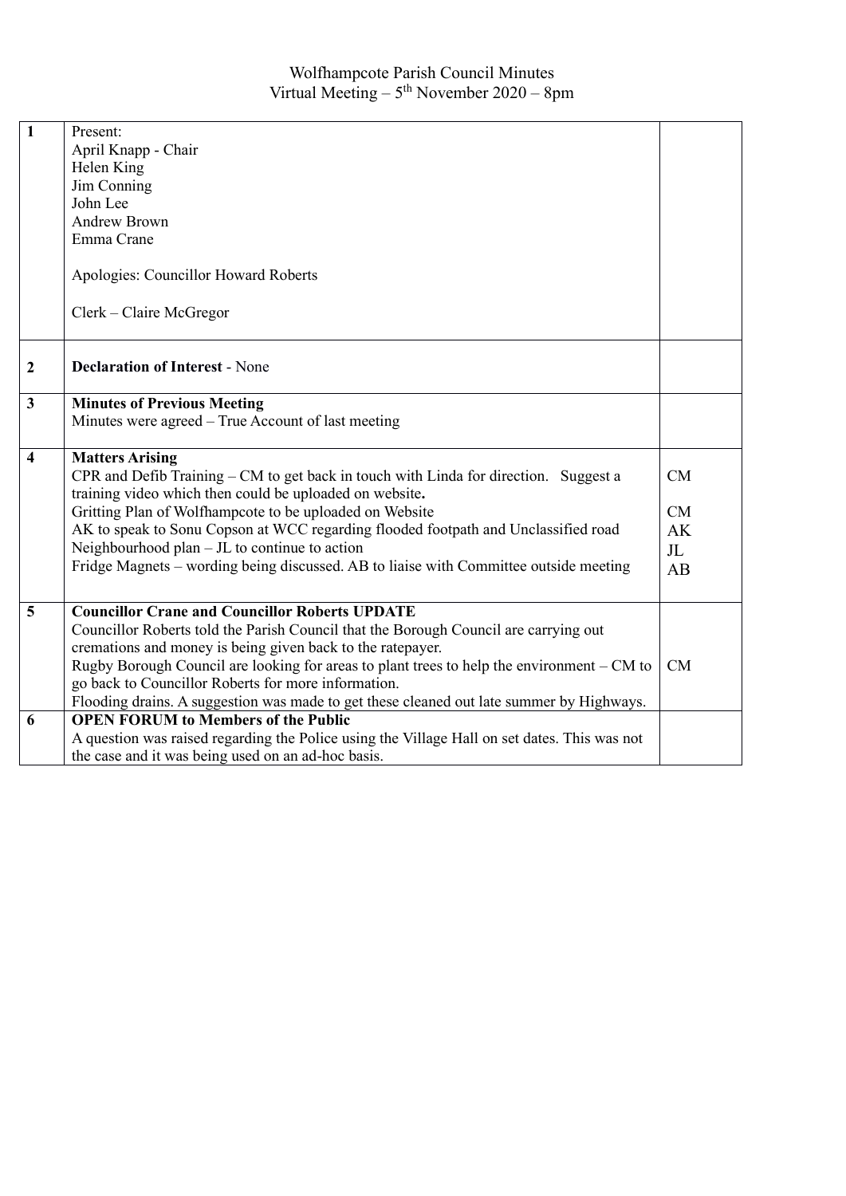# Wolfhampcote Parish Council Minutes
## Virtual Meeting – 5th November 2020 – 8pm

| | | |
|---|---|---|
| **1** | Present:<br>April Knapp - Chair<br>Helen King<br>Jim Conning<br>John Lee<br>Andrew Brown<br>Emma Crane<br><br>Apologies: Councillor Howard Roberts<br><br>Clerk – Claire McGregor | |
| **2** | **Declaration of Interest** - None | |
| **3** | **Minutes of Previous Meeting**<br>Minutes were agreed – True Account of last meeting | |
| **4** | **Matters Arising**<br>CPR and Defib Training – CM to get back in touch with Linda for direction. Suggest a training video which then could be uploaded on website**.**<br>Gritting Plan of Wolfhampcote to be uploaded on Website<br>AK to speak to Sonu Copson at WCC regarding flooded footpath and Unclassified road<br>Neighbourhood plan – JL to continue to action<br>Fridge Magnets – wording being discussed. AB to liaise with Committee outside meeting | CM<br><br>CM<br>AK<br>JL<br>AB |
| **5** | **Councillor Crane and Councillor Roberts UPDATE**<br>Councillor Roberts told the Parish Council that the Borough Council are carrying out cremations and money is being given back to the ratepayer.<br>Rugby Borough Council are looking for areas to plant trees to help the environment – CM to go back to Councillor Roberts for more information.<br>Flooding drains. A suggestion was made to get these cleaned out late summer by Highways. | CM |
| **6** | **OPEN FORUM to Members of the Public**<br>A question was raised regarding the Police using the Village Hall on set dates. This was not the case and it was being used on an ad-hoc basis. | |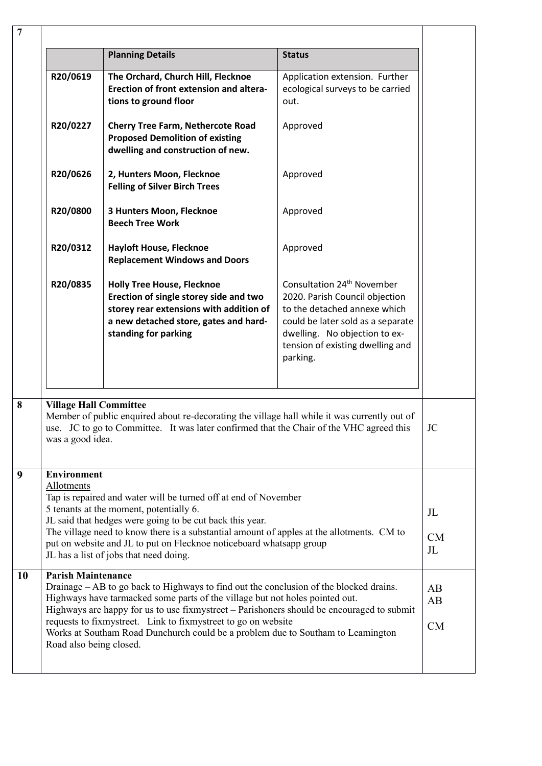| | | | |
|---|---|---|---|
| 7 | | | |

| | Planning Details | Status |
|---|---|---|
| R20/0619 | **The Orchard, Church Hill, Flecknoe**<br>**Erection of front extension and alterations to ground floor** | Application extension. Further ecological surveys to be carried out. |
| R20/0227 | **Cherry Tree Farm, Nethercote Road**<br>**Proposed Demolition of existing dwelling and construction of new.** | Approved |
| R20/0626 | **2, Hunters Moon, Flecknoe**<br>**Felling of Silver Birch Trees** | Approved |
| R20/0800 | **3 Hunters Moon, Flecknoe**<br>**Beech Tree Work** | Approved |
| R20/0312 | **Hayloft House, Flecknoe**<br>**Replacement Windows and Doors** | Approved |
| R20/0835 | **Holly Tree House, Flecknoe**<br>**Erection of single storey side and two storey rear extensions with addition of a new detached store, gates and hard-standing for parking** | Consultation 24th November 2020. Parish Council objection to the detached annexe which could be later sold as a separate dwelling. No objection to extension of existing dwelling and parking. |

| | | |
|---|---|---|
| 8 | **Village Hall Committee**<br>Member of public enquired about re-decorating the village hall while it was currently out of use. JC to go to Committee. It was later confirmed that the Chair of the VHC agreed this was a good idea. | JC |
| 9 | **Environment**<br>Allotments<br>Tap is repaired and water will be turned off at end of November<br>5 tenants at the moment, potentially 6.<br>JL said that hedges were going to be cut back this year.<br>The village need to know there is a substantial amount of apples at the allotments. CM to put on website and JL to put on Flecknoe noticeboard whatsapp group<br>JL has a list of jobs that need doing. | JL<br>CM<br>JL |
| 10 | **Parish Maintenance**<br>Drainage – AB to go back to Highways to find out the conclusion of the blocked drains.<br>Highways have tarmacked some parts of the village but not holes pointed out.<br>Highways are happy for us to use fixmystreet – Parishoners should be encouraged to submit requests to fixmystreet. Link to fixmystreet to go on website<br>Works at Southam Road Dunchurch could be a problem due to Southam to Leamington Road also being closed. | AB<br>AB<br>CM |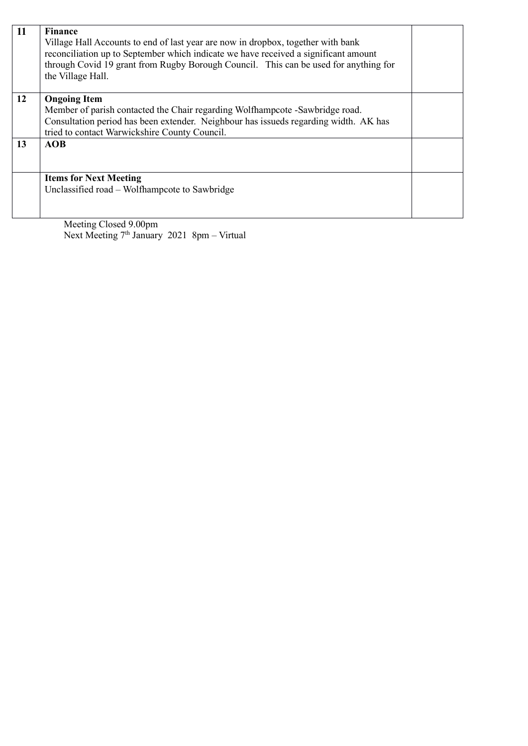| | | |
|---|---|---|
| **11** | **Finance**<br>Village Hall Accounts to end of last year are now in dropbox, together with bank reconciliation up to September which indicate we have received a significant amount through Covid 19 grant from Rugby Borough Council. This can be used for anything for the Village Hall. | |
| **12** | **Ongoing Item**<br>Member of parish contacted the Chair regarding Wolfhampcote -Sawbridge road. Consultation period has been extender. Neighbour has issueds regarding width. AK has tried to contact Warwickshire County Council. | |
| **13** | **AOB** | |
| | **Items for Next Meeting**<br>Unclassified road – Wolfhampcote to Sawbridge | |

Meeting Closed 9.00pm
Next Meeting 7th January 2021 8pm – Virtual